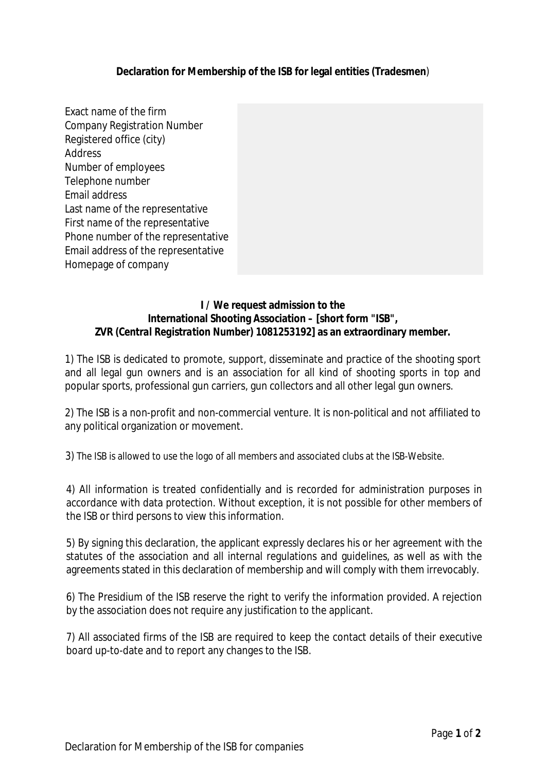**Declaration for Membership of the ISB for legal entities (Tradesmen)**

| | |
|---|---|
| Exact name of the firm | |
| Company Registration Number | |
| Registered office (city) | |
| Address | |
| Number of employees | |
| Telephone number | |
| Email address | |
| Last name of the representative | |
| First name of the representative | |
| Phone number of the representative | |
| Email address of the representative | |
| Homepage of company | |

**I / We request admission to the**
**International Shooting Association – [short form "ISB",**
***ZVR (Central Registration Number)* 1081253192] as an extraordinary member.**

1) The ISB is dedicated to promote, support, disseminate and practice of the shooting sport and all legal gun owners and is an association for all kind of shooting sports in top and popular sports, professional gun carriers, gun collectors and all other legal gun owners.

2) The ISB is a non-profit and non-commercial venture. It is non-political and not affiliated to any political organization or movement.

3) The ISB is allowed to use the logo of all members and associated clubs at the ISB-Website.

4) All information is treated confidentially and is recorded for administration purposes in accordance with data protection. Without exception, it is not possible for other members of the ISB or third persons to view this information.

5) By signing this declaration, the applicant expressly declares his or her agreement with the statutes of the association and all internal regulations and guidelines, as well as with the agreements stated in this declaration of membership and will comply with them irrevocably.

6) The Presidium of the ISB reserve the right to verify the information provided. A rejection by the association does not require any justification to the applicant.

7) All associated firms of the ISB are required to keep the contact details of their executive board up-to-date and to report any changes to the ISB.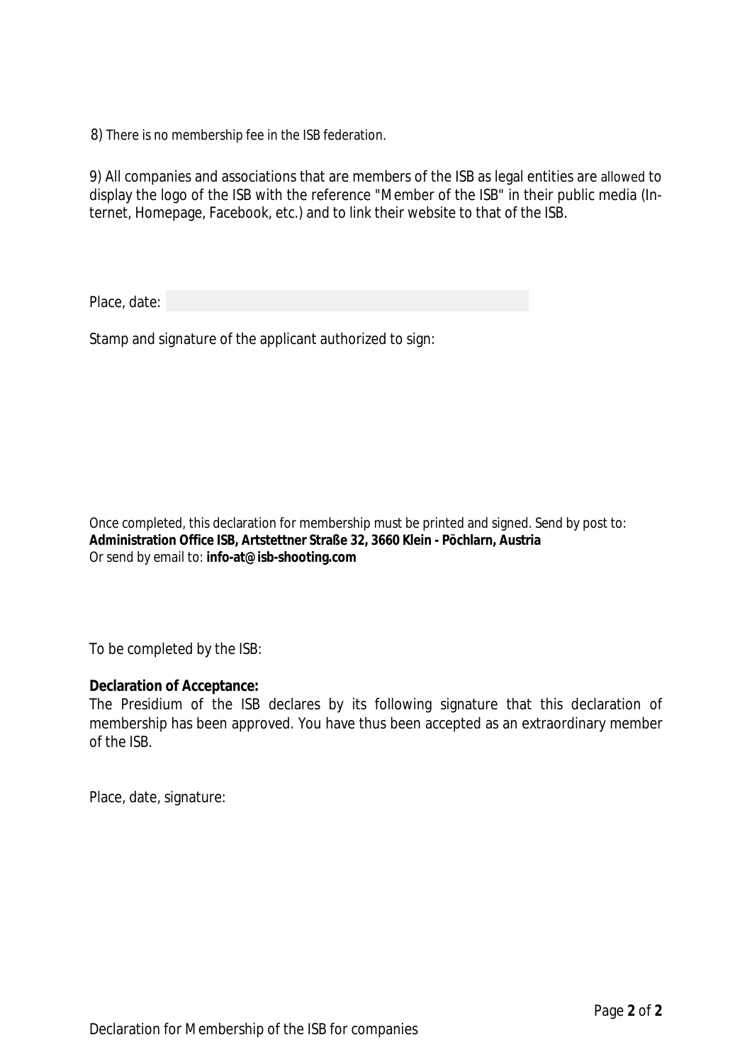8) There is no membership fee in the ISB federation.

9) All companies and associations that are members of the ISB as legal entities are allowed to display the logo of the ISB with the reference "Member of the ISB" in their public media (Internet, Homepage, Facebook, etc.) and to link their website to that of the ISB.

Place, date:

Stamp and signature of the applicant authorized to sign:

Once completed, this declaration for membership must be printed and signed. Send by post to:
**Administration Office ISB, Artstettner Straße 32, 3660 Klein - Pöchlarn, Austria**
Or send by email to: **info-at@isb-shooting.com**

To be completed by the ISB:

**Declaration of Acceptance:**
The Presidium of the ISB declares by its following signature that this declaration of membership has been approved. You have thus been accepted as an extraordinary member of the ISB.

Place, date, signature: